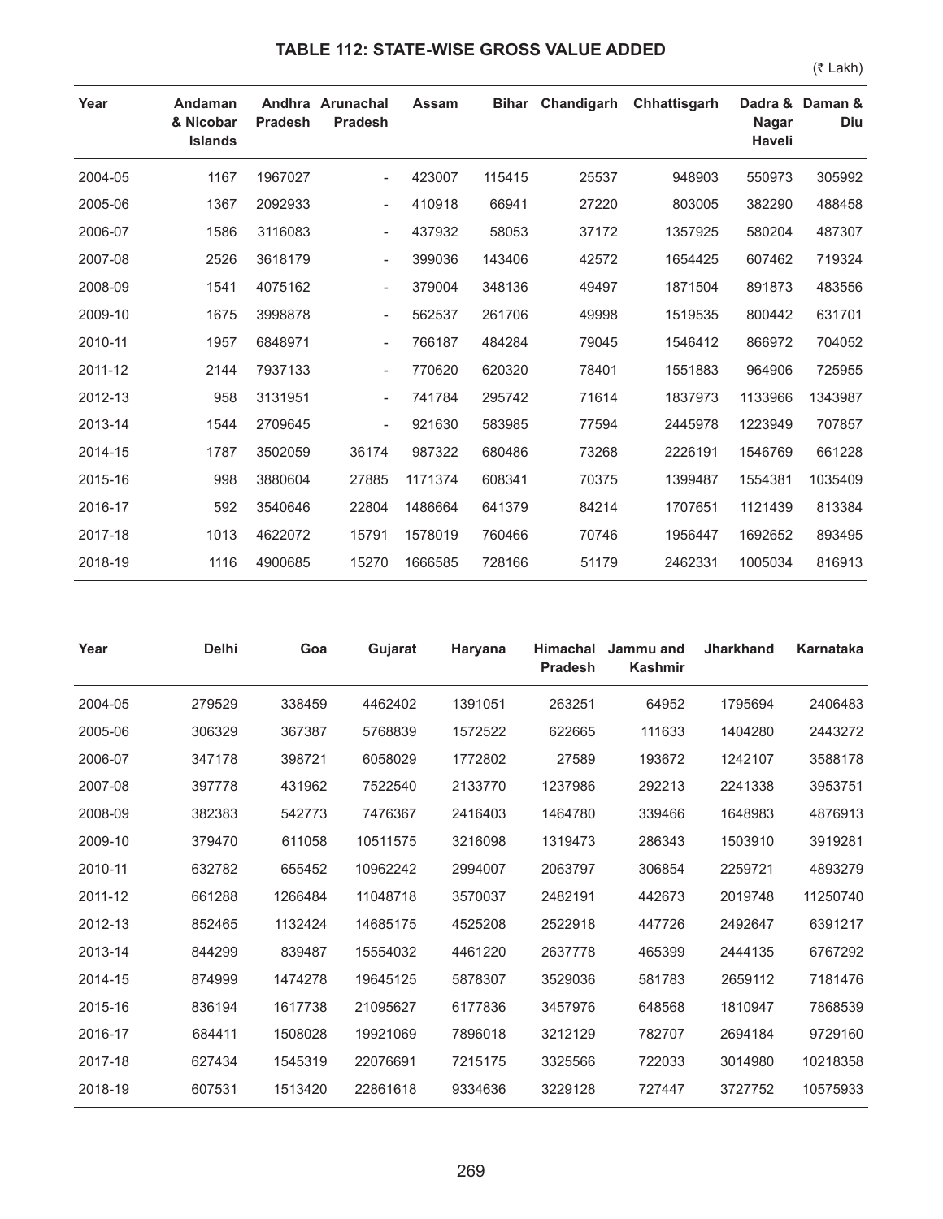## TABLE 112: STATE-WISE GROSS VALUE ADDED

(₹ Lakh)

| Year | Andaman & Nicobar Islands | Andhra Pradesh | Arunachal Pradesh | Assam | Bihar | Chandigarh | Chhattisgarh | Dadra & Nagar Haveli | Daman & Diu |
|---|---|---|---|---|---|---|---|---|---|
| 2004-05 | 1167 | 1967027 | - | 423007 | 115415 | 25537 | 948903 | 550973 | 305992 |
| 2005-06 | 1367 | 2092933 | - | 410918 | 66941 | 27220 | 803005 | 382290 | 488458 |
| 2006-07 | 1586 | 3116083 | - | 437932 | 58053 | 37172 | 1357925 | 580204 | 487307 |
| 2007-08 | 2526 | 3618179 | - | 399036 | 143406 | 42572 | 1654425 | 607462 | 719324 |
| 2008-09 | 1541 | 4075162 | - | 379004 | 348136 | 49497 | 1871504 | 891873 | 483556 |
| 2009-10 | 1675 | 3998878 | - | 562537 | 261706 | 49998 | 1519535 | 800442 | 631701 |
| 2010-11 | 1957 | 6848971 | - | 766187 | 484284 | 79045 | 1546412 | 866972 | 704052 |
| 2011-12 | 2144 | 7937133 | - | 770620 | 620320 | 78401 | 1551883 | 964906 | 725955 |
| 2012-13 | 958 | 3131951 | - | 741784 | 295742 | 71614 | 1837973 | 1133966 | 1343987 |
| 2013-14 | 1544 | 2709645 | - | 921630 | 583985 | 77594 | 2445978 | 1223949 | 707857 |
| 2014-15 | 1787 | 3502059 | 36174 | 987322 | 680486 | 73268 | 2226191 | 1546769 | 661228 |
| 2015-16 | 998 | 3880604 | 27885 | 1171374 | 608341 | 70375 | 1399487 | 1554381 | 1035409 |
| 2016-17 | 592 | 3540646 | 22804 | 1486664 | 641379 | 84214 | 1707651 | 1121439 | 813384 |
| 2017-18 | 1013 | 4622072 | 15791 | 1578019 | 760466 | 70746 | 1956447 | 1692652 | 893495 |
| 2018-19 | 1116 | 4900685 | 15270 | 1666585 | 728166 | 51179 | 2462331 | 1005034 | 816913 |

| Year | Delhi | Goa | Gujarat | Haryana | Himachal Pradesh | Jammu and Kashmir | Jharkhand | Karnataka |
|---|---|---|---|---|---|---|---|---|
| 2004-05 | 279529 | 338459 | 4462402 | 1391051 | 263251 | 64952 | 1795694 | 2406483 |
| 2005-06 | 306329 | 367387 | 5768839 | 1572522 | 622665 | 111633 | 1404280 | 2443272 |
| 2006-07 | 347178 | 398721 | 6058029 | 1772802 | 27589 | 193672 | 1242107 | 3588178 |
| 2007-08 | 397778 | 431962 | 7522540 | 2133770 | 1237986 | 292213 | 2241338 | 3953751 |
| 2008-09 | 382383 | 542773 | 7476367 | 2416403 | 1464780 | 339466 | 1648983 | 4876913 |
| 2009-10 | 379470 | 611058 | 10511575 | 3216098 | 1319473 | 286343 | 1503910 | 3919281 |
| 2010-11 | 632782 | 655452 | 10962242 | 2994007 | 2063797 | 306854 | 2259721 | 4893279 |
| 2011-12 | 661288 | 1266484 | 11048718 | 3570037 | 2482191 | 442673 | 2019748 | 11250740 |
| 2012-13 | 852465 | 1132424 | 14685175 | 4525208 | 2522918 | 447726 | 2492647 | 6391217 |
| 2013-14 | 844299 | 839487 | 15554032 | 4461220 | 2637778 | 465399 | 2444135 | 6767292 |
| 2014-15 | 874999 | 1474278 | 19645125 | 5878307 | 3529036 | 581783 | 2659112 | 7181476 |
| 2015-16 | 836194 | 1617738 | 21095627 | 6177836 | 3457976 | 648568 | 1810947 | 7868539 |
| 2016-17 | 684411 | 1508028 | 19921069 | 7896018 | 3212129 | 782707 | 2694184 | 9729160 |
| 2017-18 | 627434 | 1545319 | 22076691 | 7215175 | 3325566 | 722033 | 3014980 | 10218358 |
| 2018-19 | 607531 | 1513420 | 22861618 | 9334636 | 3229128 | 727447 | 3727752 | 10575933 |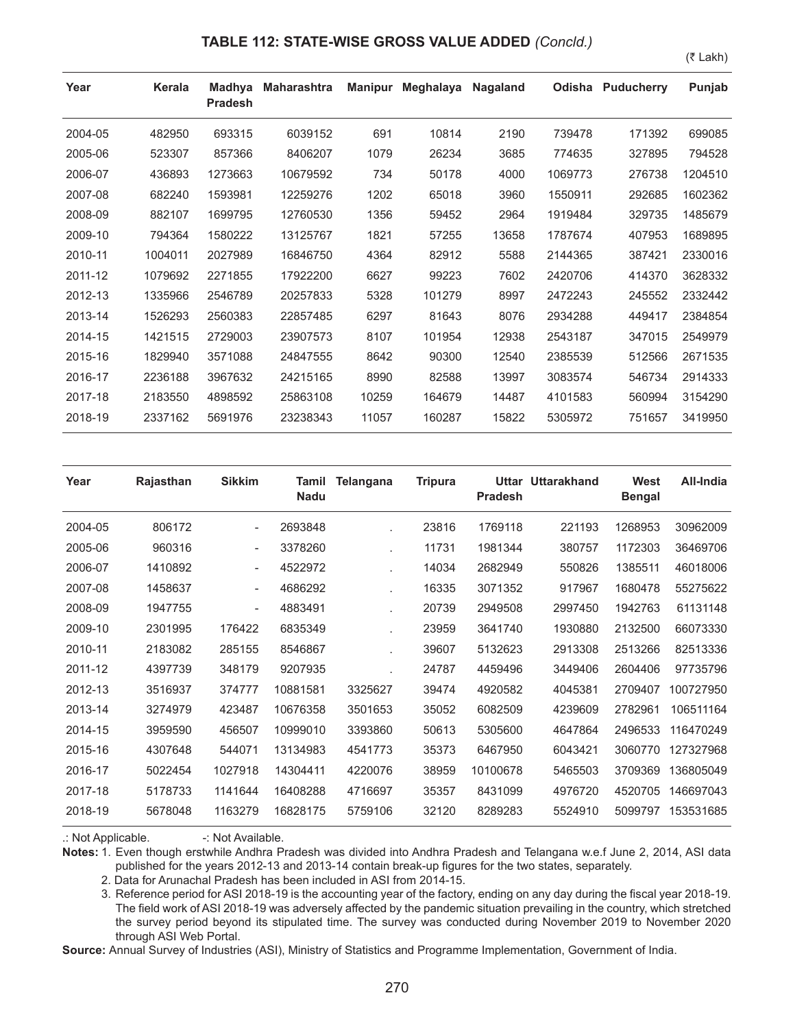**TABLE 112: STATE-WISE GROSS VALUE ADDED** *(Concld.)*

(₹ Lakh)

| Year | Kerala | Madhya Pradesh | Maharashtra | Manipur | Meghalaya | Nagaland | Odisha | Puducherry | Punjab |
|---|---|---|---|---|---|---|---|---|---|
| 2004-05 | 482950 | 693315 | 6039152 | 691 | 10814 | 2190 | 739478 | 171392 | 699085 |
| 2005-06 | 523307 | 857366 | 8406207 | 1079 | 26234 | 3685 | 774635 | 327895 | 794528 |
| 2006-07 | 436893 | 1273663 | 10679592 | 734 | 50178 | 4000 | 1069773 | 276738 | 1204510 |
| 2007-08 | 682240 | 1593981 | 12259276 | 1202 | 65018 | 3960 | 1550911 | 292685 | 1602362 |
| 2008-09 | 882107 | 1699795 | 12760530 | 1356 | 59452 | 2964 | 1919484 | 329735 | 1485679 |
| 2009-10 | 794364 | 1580222 | 13125767 | 1821 | 57255 | 13658 | 1787674 | 407953 | 1689895 |
| 2010-11 | 1004011 | 2027989 | 16846750 | 4364 | 82912 | 5588 | 2144365 | 387421 | 2330016 |
| 2011-12 | 1079692 | 2271855 | 17922200 | 6627 | 99223 | 7602 | 2420706 | 414370 | 3628332 |
| 2012-13 | 1335966 | 2546789 | 20257833 | 5328 | 101279 | 8997 | 2472243 | 245552 | 2332442 |
| 2013-14 | 1526293 | 2560383 | 22857485 | 6297 | 81643 | 8076 | 2934288 | 449417 | 2384854 |
| 2014-15 | 1421515 | 2729003 | 23907573 | 8107 | 101954 | 12938 | 2543187 | 347015 | 2549979 |
| 2015-16 | 1829940 | 3571088 | 24847555 | 8642 | 90300 | 12540 | 2385539 | 512566 | 2671535 |
| 2016-17 | 2236188 | 3967632 | 24215165 | 8990 | 82588 | 13997 | 3083574 | 546734 | 2914333 |
| 2017-18 | 2183550 | 4898592 | 25863108 | 10259 | 164679 | 14487 | 4101583 | 560994 | 3154290 |
| 2018-19 | 2337162 | 5691976 | 23238343 | 11057 | 160287 | 15822 | 5305972 | 751657 | 3419950 |

| Year | Rajasthan | Sikkim | Tamil Nadu | Telangana | Tripura | Uttar Pradesh | Uttarakhand | West Bengal | All-India |
|---|---|---|---|---|---|---|---|---|---|
| 2004-05 | 806172 | - | 2693848 | . | 23816 | 1769118 | 221193 | 1268953 | 30962009 |
| 2005-06 | 960316 | - | 3378260 | . | 11731 | 1981344 | 380757 | 1172303 | 36469706 |
| 2006-07 | 1410892 | - | 4522972 | . | 14034 | 2682949 | 550826 | 1385511 | 46018006 |
| 2007-08 | 1458637 | - | 4686292 | . | 16335 | 3071352 | 917967 | 1680478 | 55275622 |
| 2008-09 | 1947755 | - | 4883491 | . | 20739 | 2949508 | 2997450 | 1942763 | 61131148 |
| 2009-10 | 2301995 | 176422 | 6835349 | . | 23959 | 3641740 | 1930880 | 2132500 | 66073330 |
| 2010-11 | 2183082 | 285155 | 8546867 | . | 39607 | 5132623 | 2913308 | 2513266 | 82513336 |
| 2011-12 | 4397739 | 348179 | 9207935 | . | 24787 | 4459496 | 3449406 | 2604406 | 97735796 |
| 2012-13 | 3516937 | 374777 | 10881581 | 3325627 | 39474 | 4920582 | 4045381 | 2709407 | 100727950 |
| 2013-14 | 3274979 | 423487 | 10676358 | 3501653 | 35052 | 6082509 | 4239609 | 2782961 | 106511164 |
| 2014-15 | 3959590 | 456507 | 10999010 | 3393860 | 50613 | 5305600 | 4647864 | 2496533 | 116470249 |
| 2015-16 | 4307648 | 544071 | 13134983 | 4541773 | 35373 | 6467950 | 6043421 | 3060770 | 127327968 |
| 2016-17 | 5022454 | 1027918 | 14304411 | 4220076 | 38959 | 10100678 | 5465503 | 3709369 | 136805049 |
| 2017-18 | 5178733 | 1141644 | 16408288 | 4716697 | 35357 | 8431099 | 4976720 | 4520705 | 146697043 |
| 2018-19 | 5678048 | 1163279 | 16828175 | 5759106 | 32120 | 8289283 | 5524910 | 5099797 | 153531685 |

.: Not Applicable. -: Not Available.

**Notes:** 1. Even though erstwhile Andhra Pradesh was divided into Andhra Pradesh and Telangana w.e.f June 2, 2014, ASI data published for the years 2012-13 and 2013-14 contain break-up figures for the two states, separately.

2. Data for Arunachal Pradesh has been included in ASI from 2014-15.

3. Reference period for ASI 2018-19 is the accounting year of the factory, ending on any day during the fiscal year 2018-19. The field work of ASI 2018-19 was adversely affected by the pandemic situation prevailing in the country, which stretched the survey period beyond its stipulated time. The survey was conducted during November 2019 to November 2020 through ASI Web Portal.

**Source:** Annual Survey of Industries (ASI), Ministry of Statistics and Programme Implementation, Government of India.